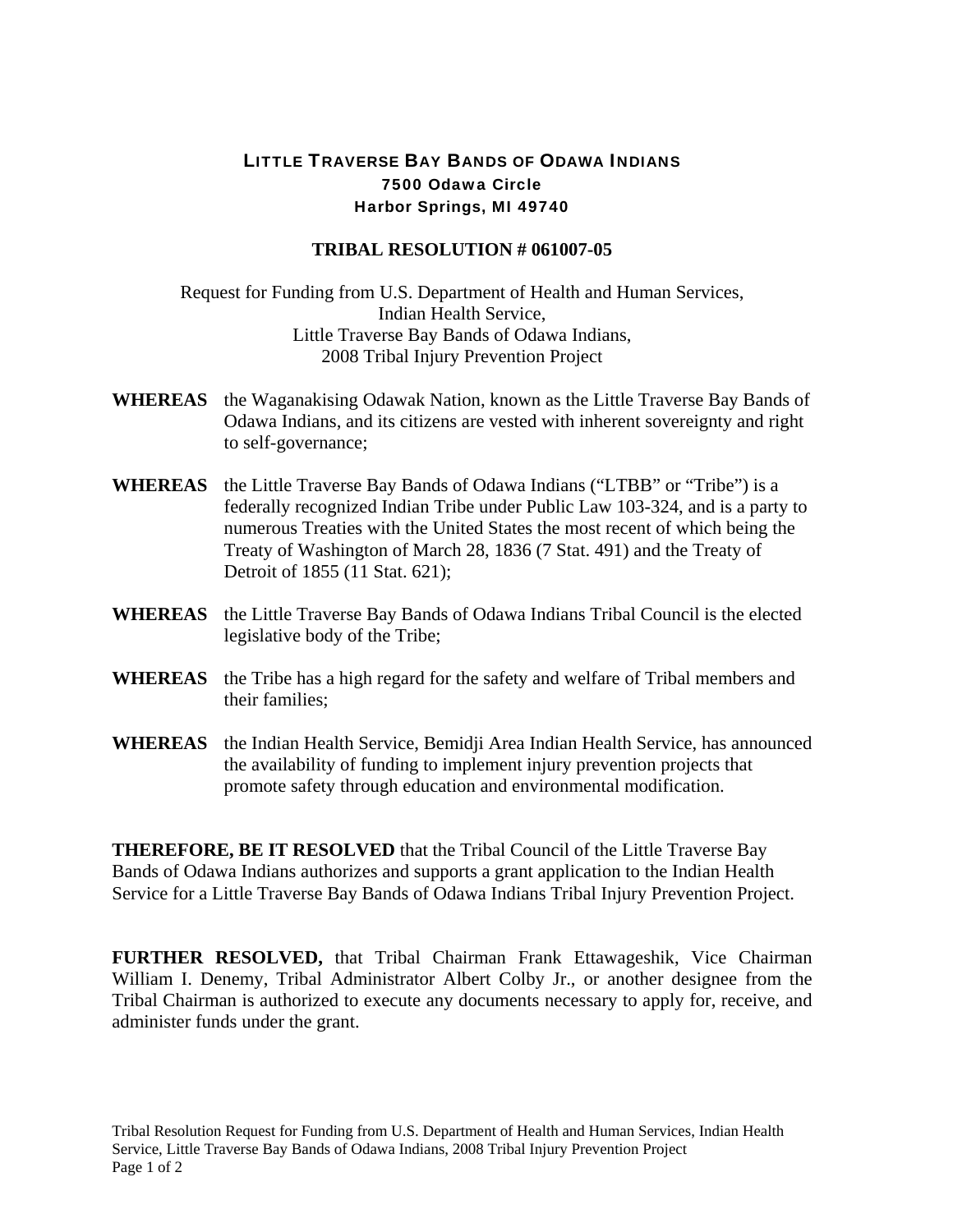# LITTLE TRAVERSE BAY BANDS OF ODAWA INDIANS

**7500 Odawa Circle**
**Harbor Springs, MI 49740**

## TRIBAL RESOLUTION # 061007-05

Request for Funding from U.S. Department of Health and Human Services,
Indian Health Service,
Little Traverse Bay Bands of Odawa Indians,
2008 Tribal Injury Prevention Project

**WHEREAS** the Waganakising Odawak Nation, known as the Little Traverse Bay Bands of Odawa Indians, and its citizens are vested with inherent sovereignty and right to self-governance;

**WHEREAS** the Little Traverse Bay Bands of Odawa Indians ("LTBB" or "Tribe") is a federally recognized Indian Tribe under Public Law 103-324, and is a party to numerous Treaties with the United States the most recent of which being the Treaty of Washington of March 28, 1836 (7 Stat. 491) and the Treaty of Detroit of 1855 (11 Stat. 621);

**WHEREAS** the Little Traverse Bay Bands of Odawa Indians Tribal Council is the elected legislative body of the Tribe;

**WHEREAS** the Tribe has a high regard for the safety and welfare of Tribal members and their families;

**WHEREAS** the Indian Health Service, Bemidji Area Indian Health Service, has announced the availability of funding to implement injury prevention projects that promote safety through education and environmental modification.

**THEREFORE, BE IT RESOLVED** that the Tribal Council of the Little Traverse Bay Bands of Odawa Indians authorizes and supports a grant application to the Indian Health Service for a Little Traverse Bay Bands of Odawa Indians Tribal Injury Prevention Project.

**FURTHER RESOLVED,** that Tribal Chairman Frank Ettawageshik, Vice Chairman William I. Denemy, Tribal Administrator Albert Colby Jr., or another designee from the Tribal Chairman is authorized to execute any documents necessary to apply for, receive, and administer funds under the grant.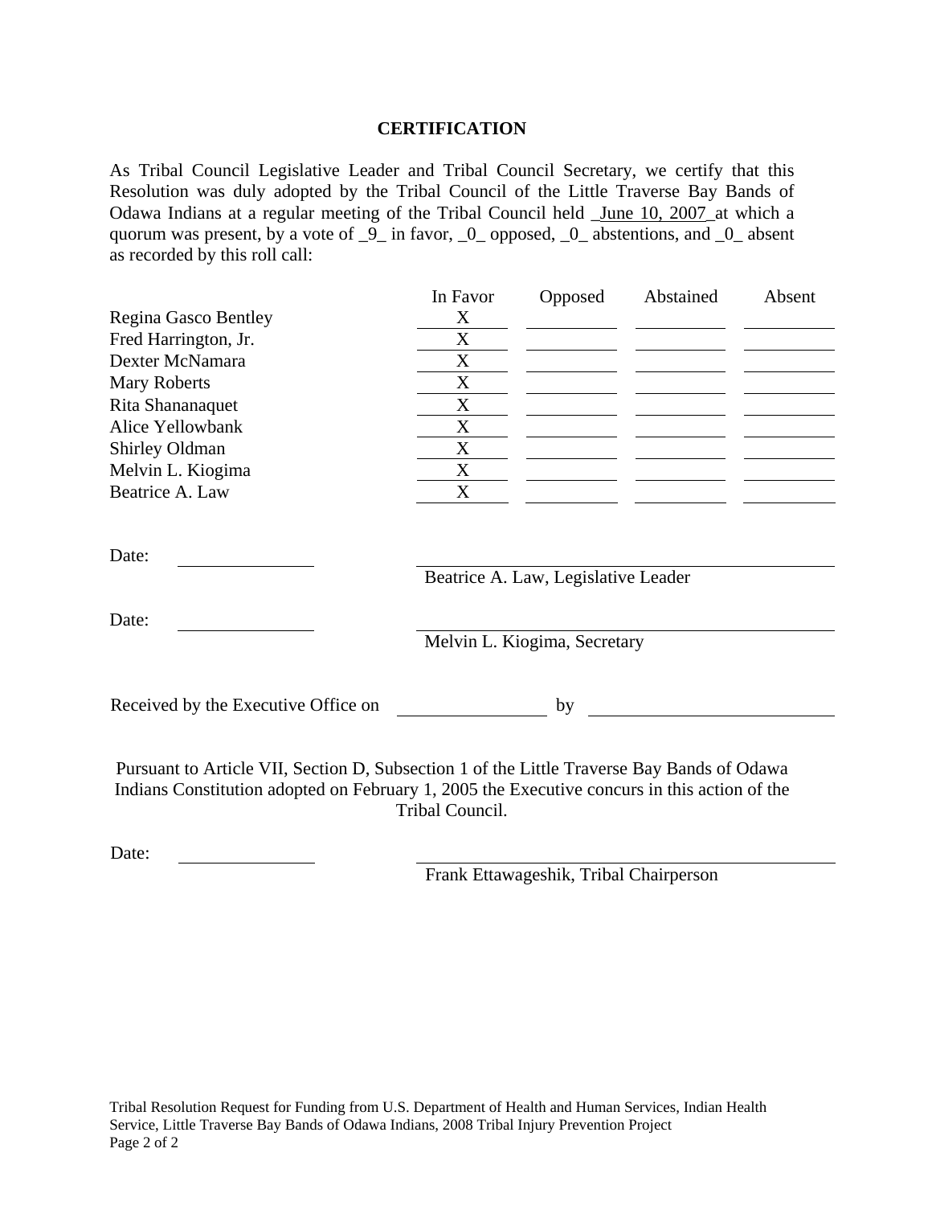## CERTIFICATION

As Tribal Council Legislative Leader and Tribal Council Secretary, we certify that this Resolution was duly adopted by the Tribal Council of the Little Traverse Bay Bands of Odawa Indians at a regular meeting of the Tribal Council held _June 10, 2007_ at which a quorum was present, by a vote of _9_ in favor, _0_ opposed, _0_ abstentions, and _0_ absent as recorded by this roll call:

| | In Favor | Opposed | Abstained | Absent |
|---|---|---|---|---|
| Regina Gasco Bentley | X | | | |
| Fred Harrington, Jr. | X | | | |
| Dexter McNamara | X | | | |
| Mary Roberts | X | | | |
| Rita Shananaquet | X | | | |
| Alice Yellowbank | X | | | |
| Shirley Oldman | X | | | |
| Melvin L. Kiogima | X | | | |
| Beatrice A. Law | X | | | |

Date: ______________ ______________________________
Beatrice A. Law, Legislative Leader

Date: ______________ ______________________________
Melvin L. Kiogima, Secretary

Received by the Executive Office on ______________ by ______________________

Pursuant to Article VII, Section D, Subsection 1 of the Little Traverse Bay Bands of Odawa Indians Constitution adopted on February 1, 2005 the Executive concurs in this action of the Tribal Council.

Date: ______________ ______________________________
Frank Ettawageshik, Tribal Chairperson

Tribal Resolution Request for Funding from U.S. Department of Health and Human Services, Indian Health Service, Little Traverse Bay Bands of Odawa Indians, 2008 Tribal Injury Prevention Project